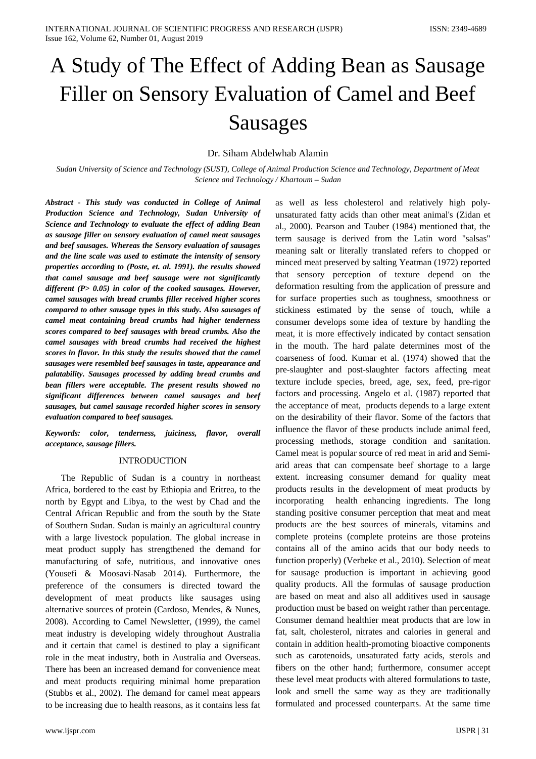# A Study of The Effect of Adding Bean as Sausage Filler on Sensory Evaluation of Camel and Beef Sausages

Dr. Siham Abdelwhab Alamin

*Sudan University of Science and Technology (SUST), College of Animal Production Science and Technology, Department of Meat Science and Technology / Khartoum – Sudan*

***Abstract - This study was conducted in College of Animal Production Science and Technology, Sudan University of Science and Technology to evaluate the effect of adding Bean as sausage filler on sensory evaluation of camel meat sausages and beef sausages. Whereas the Sensory evaluation of sausages and the line scale was used to estimate the intensity of sensory properties according to (Poste, et. al. 1991). the results showed that camel sausage and beef sausage were not significantly different (P> 0.05) in color of the cooked sausages. However, camel sausages with bread crumbs filler received higher scores compared to other sausage types in this study. Also sausages of camel meat containing bread crumbs had higher tenderness scores compared to beef sausages with bread crumbs. Also the camel sausages with bread crumbs had received the highest scores in flavor. In this study the results showed that the camel sausages were resembled beef sausages in taste, appearance and palatability. Sausages processed by adding bread crumbs and bean fillers were acceptable. The present results showed no significant differences between camel sausages and beef sausages, but camel sausage recorded higher scores in sensory evaluation compared to beef sausages.***

***Keywords: color, tenderness, juiciness, flavor, overall acceptance, sausage fillers.***

## INTRODUCTION

The Republic of Sudan is a country in northeast Africa, bordered to the east by Ethiopia and Eritrea, to the north by Egypt and Libya, to the west by Chad and the Central African Republic and from the south by the State of Southern Sudan. Sudan is mainly an agricultural country with a large livestock population. The global increase in meat product supply has strengthened the demand for manufacturing of safe, nutritious, and innovative ones (Yousefi & Moosavi-Nasab 2014). Furthermore, the preference of the consumers is directed toward the development of meat products like sausages using alternative sources of protein (Cardoso, Mendes, & Nunes, 2008). According to Camel Newsletter, (1999), the camel meat industry is developing widely throughout Australia and it certain that camel is destined to play a significant role in the meat industry, both in Australia and Overseas. There has been an increased demand for convenience meat and meat products requiring minimal home preparation (Stubbs et al., 2002). The demand for camel meat appears to be increasing due to health reasons, as it contains less fat as well as less cholesterol and relatively high poly-unsaturated fatty acids than other meat animal's (Zidan et al., 2000). Pearson and Tauber (1984) mentioned that, the term sausage is derived from the Latin word "salsas" meaning salt or literally translated refers to chopped or minced meat preserved by salting Yeatman (1972) reported that sensory perception of texture depend on the deformation resulting from the application of pressure and for surface properties such as toughness, smoothness or stickiness estimated by the sense of touch, while a consumer develops some idea of texture by handling the meat, it is more effectively indicated by contact sensation in the mouth. The hard palate determines most of the coarseness of food. Kumar et al. (1974) showed that the pre-slaughter and post-slaughter factors affecting meat texture include species, breed, age, sex, feed, pre-rigor factors and processing. Angelo et al. (1987) reported that the acceptance of meat, products depends to a large extent on the desirability of their flavor. Some of the factors that influence the flavor of these products include animal feed, processing methods, storage condition and sanitation. Camel meat is popular source of red meat in arid and Semi-arid areas that can compensate beef shortage to a large extent. increasing consumer demand for quality meat products results in the development of meat products by incorporating health enhancing ingredients. The long standing positive consumer perception that meat and meat products are the best sources of minerals, vitamins and complete proteins (complete proteins are those proteins contains all of the amino acids that our body needs to function properly) (Verbeke et al., 2010). Selection of meat for sausage production is important in achieving good quality products. All the formulas of sausage production are based on meat and also all additives used in sausage production must be based on weight rather than percentage. Consumer demand healthier meat products that are low in fat, salt, cholesterol, nitrates and calories in general and contain in addition health-promoting bioactive components such as carotenoids, unsaturated fatty acids, sterols and fibers on the other hand; furthermore, consumer accept these level meat products with altered formulations to taste, look and smell the same way as they are traditionally formulated and processed counterparts. At the same time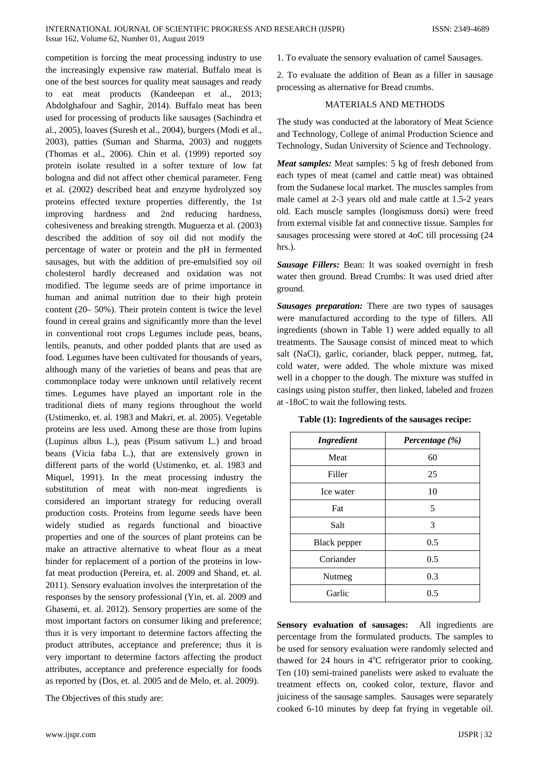competition is forcing the meat processing industry to use the increasingly expensive raw material. Buffalo meat is one of the best sources for quality meat sausages and ready to eat meat products (Kandeepan et al., 2013; Abdolghafour and Saghir, 2014). Buffalo meat has been used for processing of products like sausages (Sachindra et al., 2005), loaves (Suresh et al., 2004), burgers (Modi et al., 2003), patties (Suman and Sharma, 2003) and nuggets (Thomas et al., 2006). Chin et al. (1999) reported soy protein isolate resulted in a softer texture of low fat bologna and did not affect other chemical parameter. Feng et al. (2002) described heat and enzyme hydrolyzed soy proteins effected texture properties differently, the 1st improving hardness and 2nd reducing hardness, cohesiveness and breaking strength. Muguerza et al. (2003) described the addition of soy oil did not modify the percentage of water or protein and the pH in fermented sausages, but with the addition of pre-emulsified soy oil cholesterol hardly decreased and oxidation was not modified. The legume seeds are of prime importance in human and animal nutrition due to their high protein content (20– 50%). Their protein content is twice the level found in cereal grains and significantly more than the level in conventional root crops Legumes include peas, beans, lentils, peanuts, and other podded plants that are used as food. Legumes have been cultivated for thousands of years, although many of the varieties of beans and peas that are commonplace today were unknown until relatively recent times. Legumes have played an important role in the traditional diets of many regions throughout the world (Ustimenko, et. al. 1983 and Makri, et. al. 2005). Vegetable proteins are less used. Among these are those from lupins (Lupinus albus L.), peas (Pisum sativum L.) and broad beans (Vicia faba L.), that are extensively grown in different parts of the world (Ustimenko, et. al. 1983 and Miquel, 1991). In the meat processing industry the substitution of meat with non-meat ingredients is considered an important strategy for reducing overall production costs. Proteins from legume seeds have been widely studied as regards functional and bioactive properties and one of the sources of plant proteins can be make an attractive alternative to wheat flour as a meat binder for replacement of a portion of the proteins in low-fat meat production (Pereira, et. al. 2009 and Shand, et. al. 2011). Sensory evaluation involves the interpretation of the responses by the sensory professional (Yin, et. al. 2009 and Ghasemi, et. al. 2012). Sensory properties are some of the most important factors on consumer liking and preference; thus it is very important to determine factors affecting the product attributes, acceptance and preference; thus it is very important to determine factors affecting the product attributes, acceptance and preference especially for foods as reported by (Dos, et. al. 2005 and de Melo, et. al. 2009).

The Objectives of this study are:

1. To evaluate the sensory evaluation of camel Sausages.

2. To evaluate the addition of Bean as a filler in sausage processing as alternative for Bread crumbs.

## MATERIALS AND METHODS

The study was conducted at the laboratory of Meat Science and Technology, College of animal Production Science and Technology, Sudan University of Science and Technology.

***Meat samples:*** Meat samples: 5 kg of fresh deboned from each types of meat (camel and cattle meat) was obtained from the Sudanese local market. The muscles samples from male camel at 2-3 years old and male cattle at 1.5-2 years old. Each muscle samples (longismuss dorsi) were freed from external visible fat and connective tissue. Samples for sausages processing were stored at 4oC till processing (24 hrs.).

***Sausage Fillers:*** Bean: It was soaked overnight in fresh water then ground. Bread Crumbs: It was used dried after ground.

***Sausages preparation:*** There are two types of sausages were manufactured according to the type of fillers. All ingredients (shown in Table 1) were added equally to all treatments. The Sausage consist of minced meat to which salt (NaCl), garlic, coriander, black pepper, nutmeg, fat, cold water, were added. The whole mixture was mixed well in a chopper to the dough. The mixture was stuffed in casings using piston stuffer, then linked, labeled and frozen at -18oC to wait the following tests.

**Table (1): Ingredients of the sausages recipe:**

| *Ingredient* | *Percentage (%)* |
|---|---|
| Meat | 60 |
| Filler | 25 |
| Ice water | 10 |
| Fat | 5 |
| Salt | 3 |
| Black pepper | 0.5 |
| Coriander | 0.5 |
| Nutmeg | 0.3 |
| Garlic | 0.5 |

**Sensory evaluation of sausages:** All ingredients are percentage from the formulated products. The samples to be used for sensory evaluation were randomly selected and thawed for 24 hours in $4^{o}$C refrigerator prior to cooking. Ten (10) semi-trained panelists were asked to evaluate the treatment effects on, cooked color, texture, flavor and juiciness of the sausage samples. Sausages were separately cooked 6-10 minutes by deep fat frying in vegetable oil.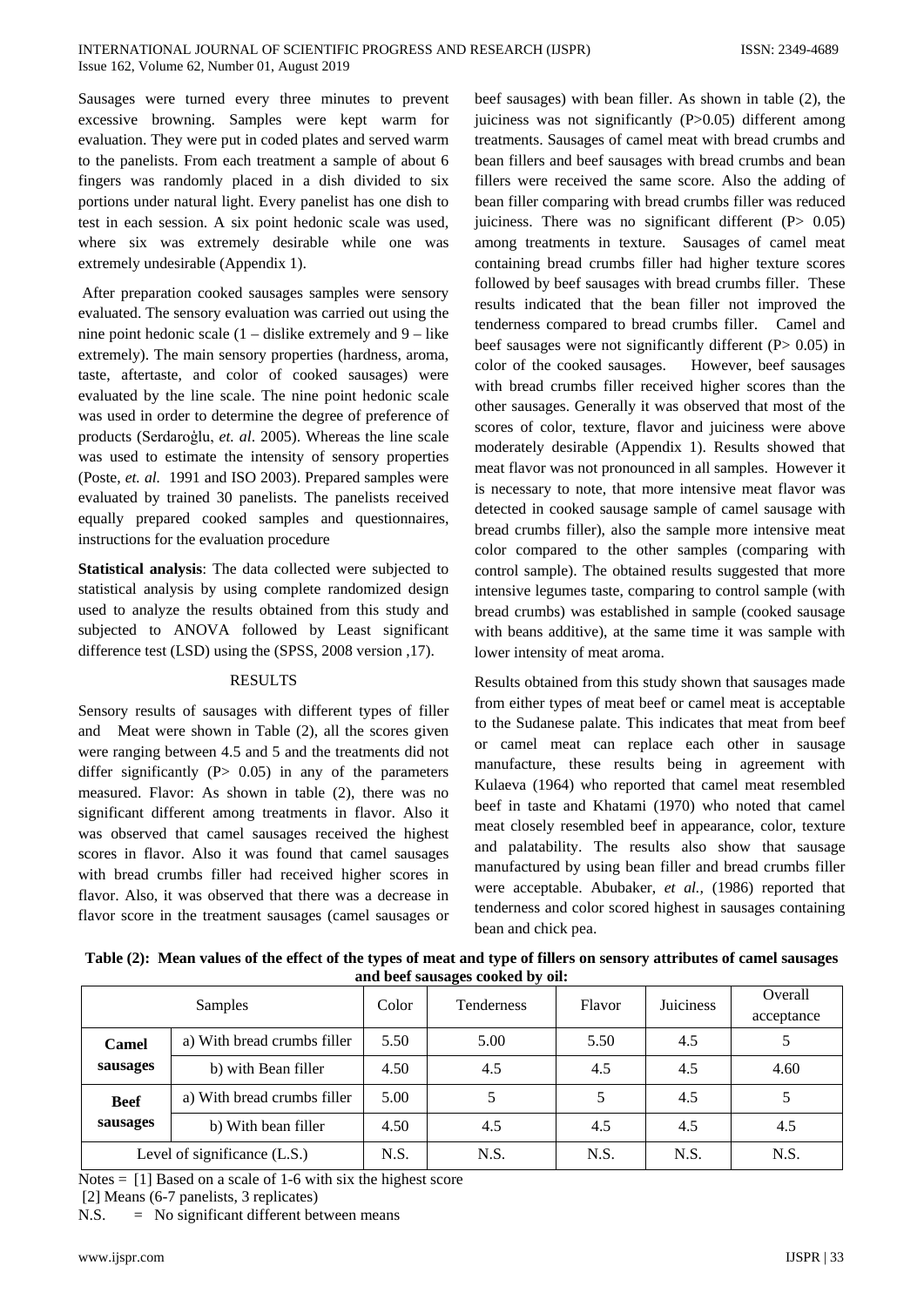Sausages were turned every three minutes to prevent excessive browning. Samples were kept warm for evaluation. They were put in coded plates and served warm to the panelists. From each treatment a sample of about 6 fingers was randomly placed in a dish divided to six portions under natural light. Every panelist has one dish to test in each session. A six point hedonic scale was used, where six was extremely desirable while one was extremely undesirable (Appendix 1).

After preparation cooked sausages samples were sensory evaluated. The sensory evaluation was carried out using the nine point hedonic scale (1 – dislike extremely and 9 – like extremely). The main sensory properties (hardness, aroma, taste, aftertaste, and color of cooked sausages) were evaluated by the line scale. The nine point hedonic scale was used in order to determine the degree of preference of products (Serdaroġlu, *et. al*. 2005). Whereas the line scale was used to estimate the intensity of sensory properties (Poste, *et. al.* 1991 and ISO 2003). Prepared samples were evaluated by trained 30 panelists. The panelists received equally prepared cooked samples and questionnaires, instructions for the evaluation procedure

**Statistical analysis**: The data collected were subjected to statistical analysis by using complete randomized design used to analyze the results obtained from this study and subjected to ANOVA followed by Least significant difference test (LSD) using the (SPSS, 2008 version ,17).

## RESULTS

Sensory results of sausages with different types of filler and Meat were shown in Table (2), all the scores given were ranging between 4.5 and 5 and the treatments did not differ significantly ($P > 0.05$) in any of the parameters measured. Flavor: As shown in table (2), there was no significant different among treatments in flavor. Also it was observed that camel sausages received the highest scores in flavor. Also it was found that camel sausages with bread crumbs filler had received higher scores in flavor. Also, it was observed that there was a decrease in flavor score in the treatment sausages (camel sausages or beef sausages) with bean filler. As shown in table (2), the juiciness was not significantly ($P>0.05$) different among treatments. Sausages of camel meat with bread crumbs and bean fillers and beef sausages with bread crumbs and bean fillers were received the same score. Also the adding of bean filler comparing with bread crumbs filler was reduced juiciness. There was no significant different ($P > 0.05$) among treatments in texture. Sausages of camel meat containing bread crumbs filler had higher texture scores followed by beef sausages with bread crumbs filler. These results indicated that the bean filler not improved the tenderness compared to bread crumbs filler. Camel and beef sausages were not significantly different ($P > 0.05$) in color of the cooked sausages. However, beef sausages with bread crumbs filler received higher scores than the other sausages. Generally it was observed that most of the scores of color, texture, flavor and juiciness were above moderately desirable (Appendix 1). Results showed that meat flavor was not pronounced in all samples. However it is necessary to note, that more intensive meat flavor was detected in cooked sausage sample of camel sausage with bread crumbs filler), also the sample more intensive meat color compared to the other samples (comparing with control sample). The obtained results suggested that more intensive legumes taste, comparing to control sample (with bread crumbs) was established in sample (cooked sausage with beans additive), at the same time it was sample with lower intensity of meat aroma.

Results obtained from this study shown that sausages made from either types of meat beef or camel meat is acceptable to the Sudanese palate. This indicates that meat from beef or camel meat can replace each other in sausage manufacture, these results being in agreement with Kulaeva (1964) who reported that camel meat resembled beef in taste and Khatami (1970) who noted that camel meat closely resembled beef in appearance, color, texture and palatability. The results also show that sausage manufactured by using bean filler and bread crumbs filler were acceptable. Abubaker, *et al.,* (1986) reported that tenderness and color scored highest in sausages containing bean and chick pea.

**Table (2): Mean values of the effect of the types of meat and type of fillers on sensory attributes of camel sausages and beef sausages cooked by oil:**

| Samples | | Color | Tenderness | Flavor | Juiciness | Overall acceptance |
|---|---|---|---|---|---|---|
| **Camel sausages** | a) With bread crumbs filler | 5.50 | 5.00 | 5.50 | 4.5 | 5 |
| | b) with Bean filler | 4.50 | 4.5 | 4.5 | 4.5 | 4.60 |
| **Beef sausages** | a) With bread crumbs filler | 5.00 | 5 | 5 | 4.5 | 5 |
| | b) With bean filler | 4.50 | 4.5 | 4.5 | 4.5 | 4.5 |
| Level of significance (L.S.) | | N.S. | N.S. | N.S. | N.S. | N.S. |

Notes = [1] Based on a scale of 1-6 with six the highest score

[2] Means (6-7 panelists, 3 replicates)

N.S. = No significant different between means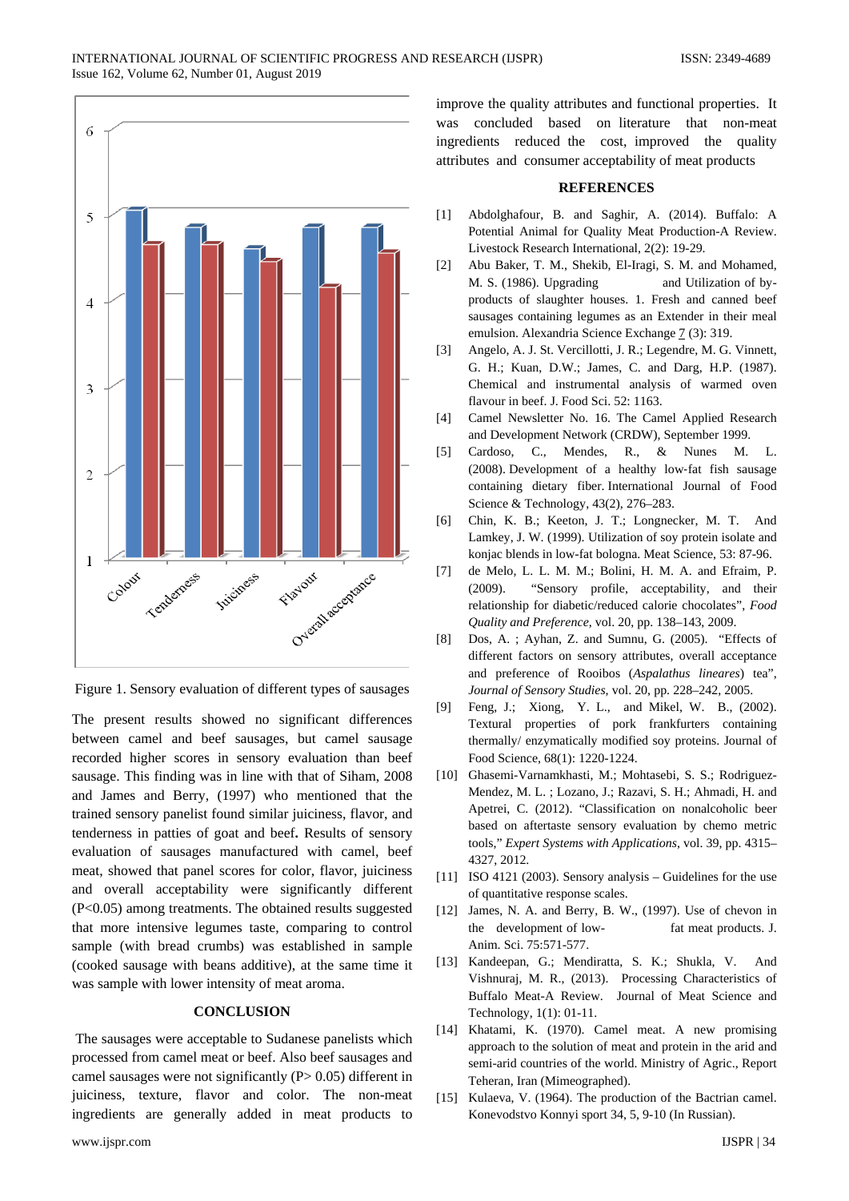Figure 1. Sensory evaluation of different types of sausages

The present results showed no significant differences between camel and beef sausages, but camel sausage recorded higher scores in sensory evaluation than beef sausage. This finding was in line with that of Siham, 2008 and James and Berry, (1997) who mentioned that the trained sensory panelist found similar juiciness, flavor, and tenderness in patties of goat and beef**.** Results of sensory evaluation of sausages manufactured with camel, beef meat, showed that panel scores for color, flavor, juiciness and overall acceptability were significantly different ($P<0.05$) among treatments. The obtained results suggested that more intensive legumes taste, comparing to control sample (with bread crumbs) was established in sample (cooked sausage with beans additive), at the same time it was sample with lower intensity of meat aroma.

## CONCLUSION

The sausages were acceptable to Sudanese panelists which processed from camel meat or beef. Also beef sausages and camel sausages were not significantly ($P> 0.05$) different in juiciness, texture, flavor and color. The non-meat ingredients are generally added in meat products to improve the quality attributes and functional properties. It was concluded based on literature that non-meat ingredients reduced the cost, improved the quality attributes and consumer acceptability of meat products

## REFERENCES

[1] Abdolghafour, B. and Saghir, A. (2014). Buffalo: A Potential Animal for Quality Meat Production-A Review. Livestock Research International, 2(2): 19-29.

[2] Abu Baker, T. M., Shekib, El-Iragi, S. M. and Mohamed, M. S. (1986). Upgrading and Utilization of by-products of slaughter houses. 1. Fresh and canned beef sausages containing legumes as an Extender in their meal emulsion. Alexandria Science Exchange 7 (3): 319.

[3] Angelo, A. J. St. Vercillotti, J. R.; Legendre, M. G. Vinnett, G. H.; Kuan, D.W.; James, C. and Darg, H.P. (1987). Chemical and instrumental analysis of warmed oven flavour in beef. J. Food Sci. 52: 1163.

[4] Camel Newsletter No. 16. The Camel Applied Research and Development Network (CRDW), September 1999.

[5] Cardoso, C., Mendes, R., & Nunes M. L. (2008). Development of a healthy low-fat fish sausage containing dietary fiber. International Journal of Food Science & Technology, 43(2), 276–283.

[6] Chin, K. B.; Keeton, J. T.; Longnecker, M. T. And Lamkey, J. W. (1999). Utilization of soy protein isolate and konjac blends in low-fat bologna. Meat Science, 53: 87-96.

[7] de Melo, L. L. M. M.; Bolini, H. M. A. and Efraim, P. (2009). "Sensory profile, acceptability, and their relationship for diabetic/reduced calorie chocolates", *Food Quality and Preference*, vol. 20, pp. 138–143, 2009.

[8] Dos, A. ; Ayhan, Z. and Sumnu, G. (2005). "Effects of different factors on sensory attributes, overall acceptance and preference of Rooibos (*Aspalathus lineares*) tea", *Journal of Sensory Studies*, vol. 20, pp. 228–242, 2005.

[9] Feng, J.; Xiong, Y. L., and Mikel, W. B., (2002). Textural properties of pork frankfurters containing thermally/ enzymatically modified soy proteins. Journal of Food Science, 68(1): 1220-1224.

[10] Ghasemi-Varnamkhasti, M.; Mohtasebi, S. S.; Rodriguez-Mendez, M. L. ; Lozano, J.; Razavi, S. H.; Ahmadi, H. and Apetrei, C. (2012). "Classification on nonalcoholic beer based on aftertaste sensory evaluation by chemo metric tools," *Expert Systems with Applications*, vol. 39, pp. 4315–4327, 2012.

[11] ISO 4121 (2003). Sensory analysis – Guidelines for the use of quantitative response scales.

[12] James, N. A. and Berry, B. W., (1997). Use of chevon in the development of low- fat meat products. J. Anim. Sci. 75:571-577.

[13] Kandeepan, G.; Mendiratta, S. K.; Shukla, V. And Vishnuraj, M. R., (2013). Processing Characteristics of Buffalo Meat-A Review. Journal of Meat Science and Technology, 1(1): 01-11.

[14] Khatami, K. (1970). Camel meat. A new promising approach to the solution of meat and protein in the arid and semi-arid countries of the world. Ministry of Agric., Report Teheran, Iran (Mimeographed).

[15] Kulaeva, V. (1964). The production of the Bactrian camel. Konevodstvo Konnyi sport 34, 5, 9-10 (In Russian).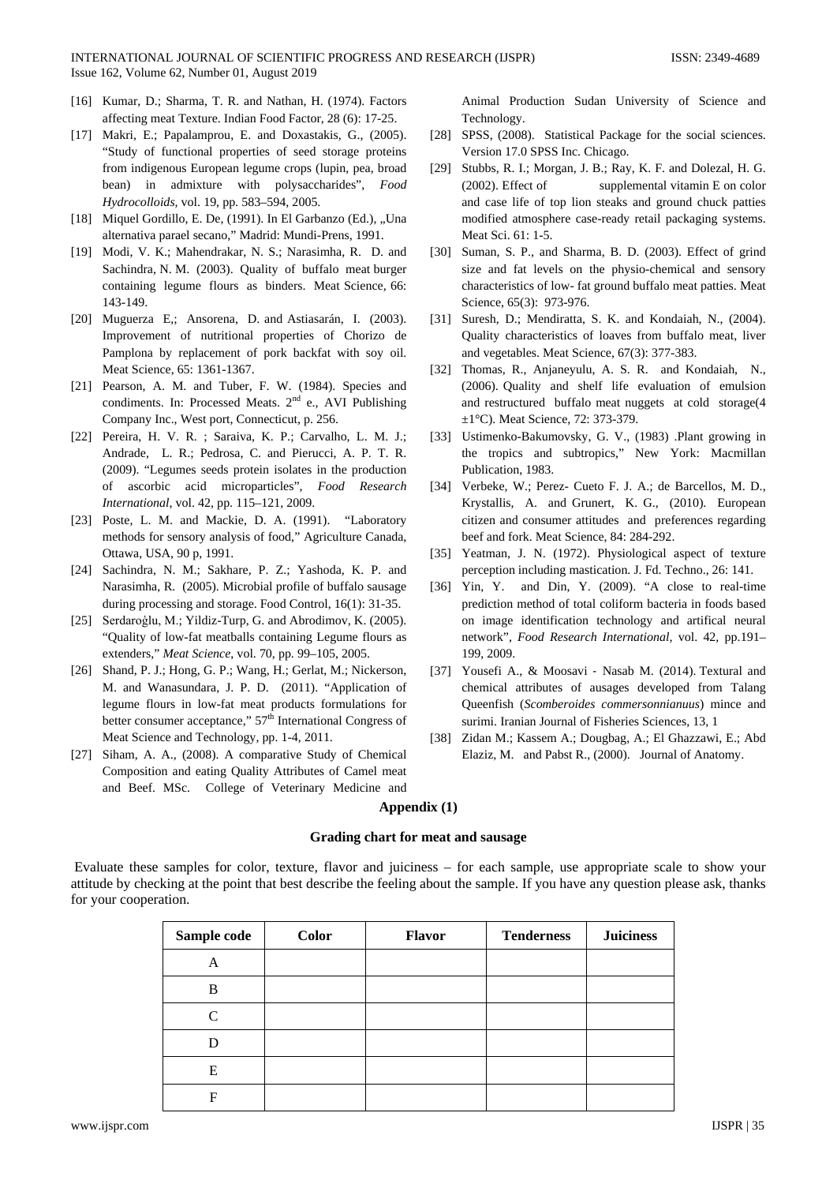[16] Kumar, D.; Sharma, T. R. and Nathan, H. (1974). Factors affecting meat Texture. Indian Food Factor, 28 (6): 17-25.

[17] Makri, E.; Papalamprou, E. and Doxastakis, G., (2005). "Study of functional properties of seed storage proteins from indigenous European legume crops (lupin, pea, broad bean) in admixture with polysaccharides", *Food Hydrocolloids*, vol. 19, pp. 583–594, 2005.

[18] Miquel Gordillo, E. De, (1991). In El Garbanzo (Ed.), „Una alternativa parael secano," Madrid: Mundi-Prens, 1991.

[19] Modi, V. K.; Mahendrakar, N. S.; Narasimha, R. D. and Sachindra, N. M. (2003). Quality of buffalo meat burger containing legume flours as binders. Meat Science, 66: 143-149.

[20] Muguerza E,; Ansorena, D. and Astiasarán, I. (2003). Improvement of nutritional properties of Chorizo de Pamplona by replacement of pork backfat with soy oil. Meat Science, 65: 1361-1367.

[21] Pearson, A. M. and Tuber, F. W. (1984). Species and condiments. In: Processed Meats. 2nd e., AVI Publishing Company Inc., West port, Connecticut, p. 256.

[22] Pereira, H. V. R. ; Saraiva, K. P.; Carvalho, L. M. J.; Andrade, L. R.; Pedrosa, C. and Pierucci, A. P. T. R. (2009). "Legumes seeds protein isolates in the production of ascorbic acid microparticles", *Food Research International*, vol. 42, pp. 115–121, 2009.

[23] Poste, L. M. and Mackie, D. A. (1991). "Laboratory methods for sensory analysis of food," Agriculture Canada, Ottawa, USA, 90 p, 1991.

[24] Sachindra, N. M.; Sakhare, P. Z.; Yashoda, K. P. and Narasimha, R. (2005). Microbial profile of buffalo sausage during processing and storage. Food Control, 16(1): 31-35.

[25] Serdaroġlu, M.; Yildiz-Turp, G. and Abrodimov, K. (2005). "Quality of low-fat meatballs containing Legume flours as extenders," *Meat Science*, vol. 70, pp. 99–105, 2005.

[26] Shand, P. J.; Hong, G. P.; Wang, H.; Gerlat, M.; Nickerson, M. and Wanasundara, J. P. D. (2011). "Application of legume flours in low-fat meat products formulations for better consumer acceptance," 57th International Congress of Meat Science and Technology, pp. 1-4, 2011.

[27] Siham, A. A., (2008). A comparative Study of Chemical Composition and eating Quality Attributes of Camel meat and Beef. MSc. College of Veterinary Medicine and Animal Production Sudan University of Science and Technology.

[28] SPSS, (2008). Statistical Package for the social sciences. Version 17.0 SPSS Inc. Chicago.

[29] Stubbs, R. I.; Morgan, J. B.; Ray, K. F. and Dolezal, H. G. (2002). Effect of supplemental vitamin E on color and case life of top lion steaks and ground chuck patties modified atmosphere case-ready retail packaging systems. Meat Sci. 61: 1-5.

[30] Suman, S. P., and Sharma, B. D. (2003). Effect of grind size and fat levels on the physio-chemical and sensory characteristics of low- fat ground buffalo meat patties. Meat Science, 65(3): 973-976.

[31] Suresh, D.; Mendiratta, S. K. and Kondaiah, N., (2004). Quality characteristics of loaves from buffalo meat, liver and vegetables. Meat Science, 67(3): 377-383.

[32] Thomas, R., Anjaneyulu, A. S. R. and Kondaiah, N., (2006). Quality and shelf life evaluation of emulsion and restructured buffalo meat nuggets at cold storage(4 ±1°C). Meat Science, 72: 373-379.

[33] Ustimenko-Bakumovsky, G. V., (1983) .Plant growing in the tropics and subtropics," New York: Macmillan Publication, 1983.

[34] Verbeke, W.; Perez- Cueto F. J. A.; de Barcellos, M. D., Krystallis, A. and Grunert, K. G., (2010). European citizen and consumer attitudes and preferences regarding beef and fork. Meat Science, 84: 284-292.

[35] Yeatman, J. N. (1972). Physiological aspect of texture perception including mastication. J. Fd. Techno., 26: 141.

[36] Yin, Y. and Din, Y. (2009). "A close to real-time prediction method of total coliform bacteria in foods based on image identification technology and artifical neural network", *Food Research International*, vol. 42, pp.191–199, 2009.

[37] Yousefi A., & Moosavi - Nasab M. (2014). Textural and chemical attributes of ausages developed from Talang Queenfish (*Scomberoides commersonnianuus*) mince and surimi. Iranian Journal of Fisheries Sciences, 13, 1

[38] Zidan M.; Kassem A.; Dougbag, A.; El Ghazzawi, E.; Abd Elaziz, M. and Pabst R., (2000). Journal of Anatomy.

## Appendix (1)

### Grading chart for meat and sausage

Evaluate these samples for color, texture, flavor and juiciness – for each sample, use appropriate scale to show your attitude by checking at the point that best describe the feeling about the sample. If you have any question please ask, thanks for your cooperation.

| Sample code | Color | Flavor | Tenderness | Juiciness |
|---|---|---|---|---|
| A | | | | |
| B | | | | |
| C | | | | |
| D | | | | |
| E | | | | |
| F | | | | |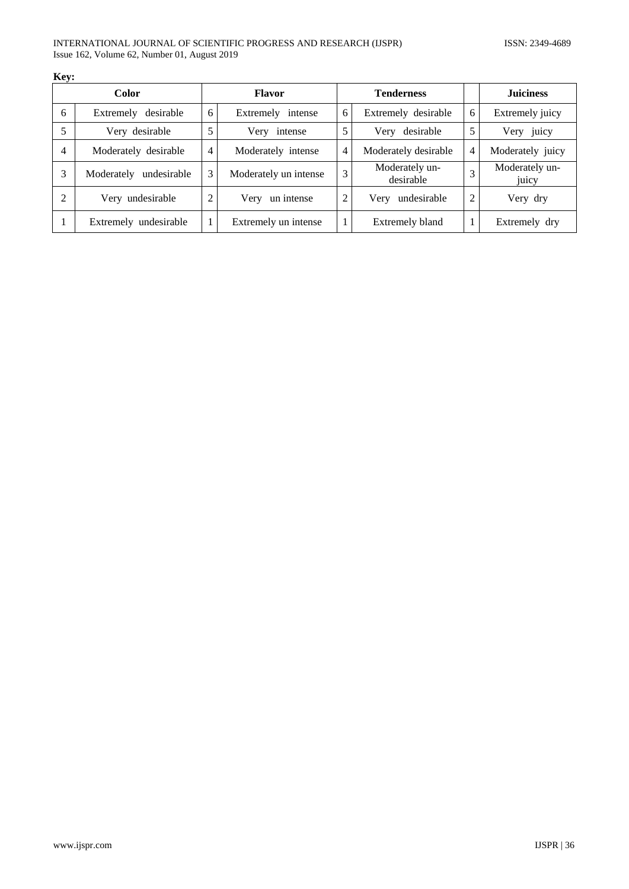**Key:**

| Color | | Flavor | | Tenderness | | | Juiciness |
|---|---|---|---|---|---|---|---|
| 6 | Extremely desirable | 6 | Extremely intense | 6 | Extremely desirable | 6 | Extremely juicy |
| 5 | Very desirable | 5 | Very intense | 5 | Very desirable | 5 | Very juicy |
| 4 | Moderately desirable | 4 | Moderately intense | 4 | Moderately desirable | 4 | Moderately juicy |
| 3 | Moderately undesirable | 3 | Moderately un intense | 3 | Moderately un-desirable | 3 | Moderately un-juicy |
| 2 | Very undesirable | 2 | Very un intense | 2 | Very undesirable | 2 | Very dry |
| 1 | Extremely undesirable | 1 | Extremely un intense | 1 | Extremely bland | 1 | Extremely dry |